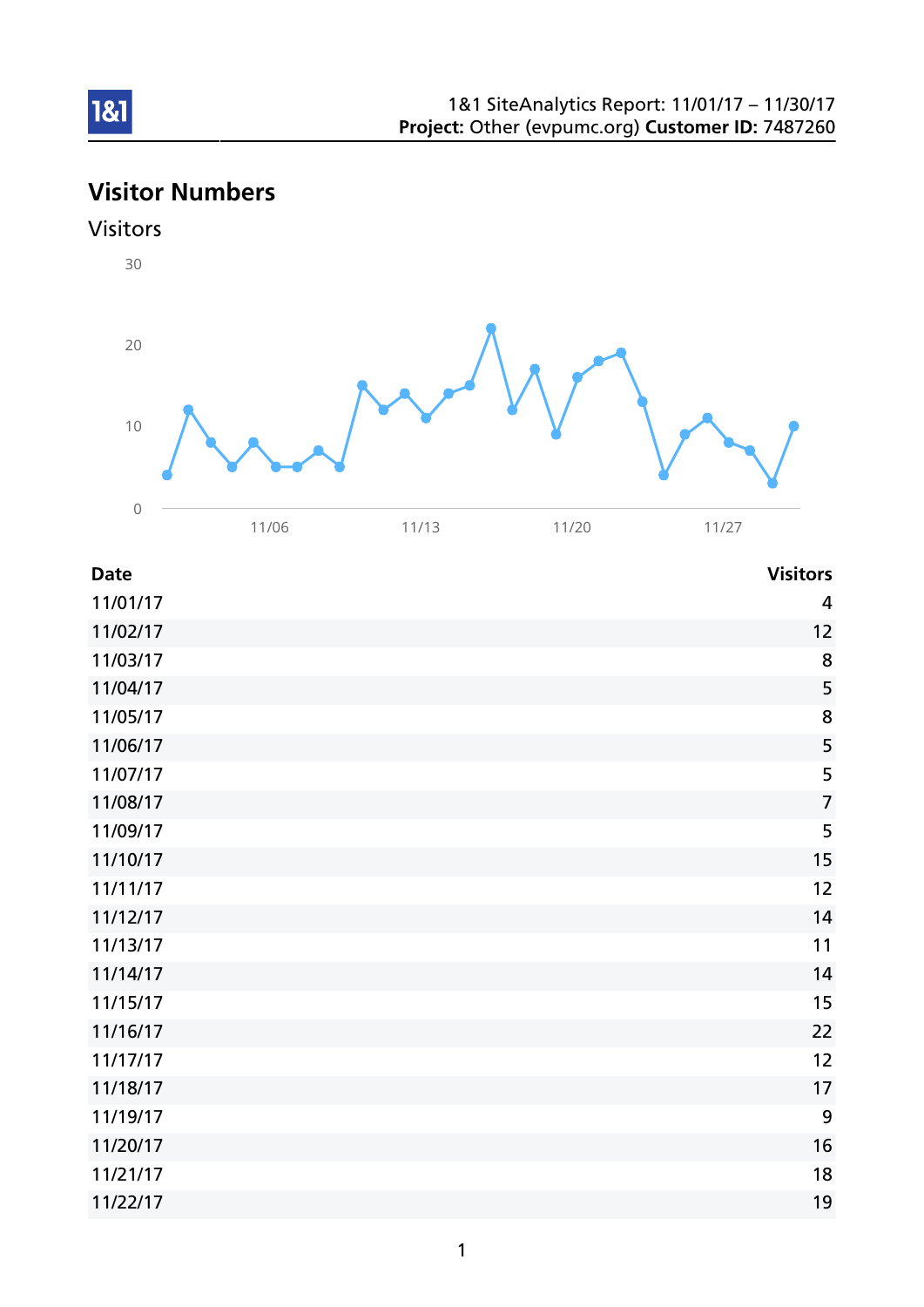1&1 SiteAnalytics Report: 11/01/17 – 11/30/17
**Project:** Other (evpumc.org) **Customer ID:** 7487260

## Visitor Numbers

### Visitors

| Date | Visitors |
| --- | --- |
| 11/01/17 | 4 |
| 11/02/17 | 12 |
| 11/03/17 | 8 |
| 11/04/17 | 5 |
| 11/05/17 | 8 |
| 11/06/17 | 5 |
| 11/07/17 | 5 |
| 11/08/17 | 7 |
| 11/09/17 | 5 |
| 11/10/17 | 15 |
| 11/11/17 | 12 |
| 11/12/17 | 14 |
| 11/13/17 | 11 |
| 11/14/17 | 14 |
| 11/15/17 | 15 |
| 11/16/17 | 22 |
| 11/17/17 | 12 |
| 11/18/17 | 17 |
| 11/19/17 | 9 |
| 11/20/17 | 16 |
| 11/21/17 | 18 |
| 11/22/17 | 19 |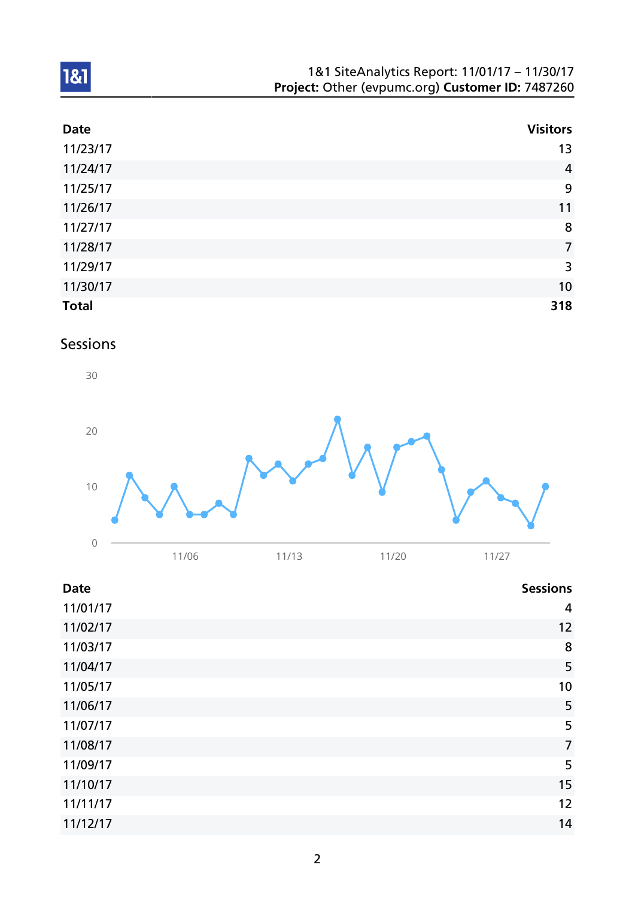| Date | Visitors |
|---|---|
| 11/23/17 | 13 |
| 11/24/17 | 4 |
| 11/25/17 | 9 |
| 11/26/17 | 11 |
| 11/27/17 | 8 |
| 11/28/17 | 7 |
| 11/29/17 | 3 |
| 11/30/17 | 10 |
| **Total** | **318** |

## Sessions

| Date | Sessions |
|---|---|
| 11/01/17 | 4 |
| 11/02/17 | 12 |
| 11/03/17 | 8 |
| 11/04/17 | 5 |
| 11/05/17 | 10 |
| 11/06/17 | 5 |
| 11/07/17 | 5 |
| 11/08/17 | 7 |
| 11/09/17 | 5 |
| 11/10/17 | 15 |
| 11/11/17 | 12 |
| 11/12/17 | 14 |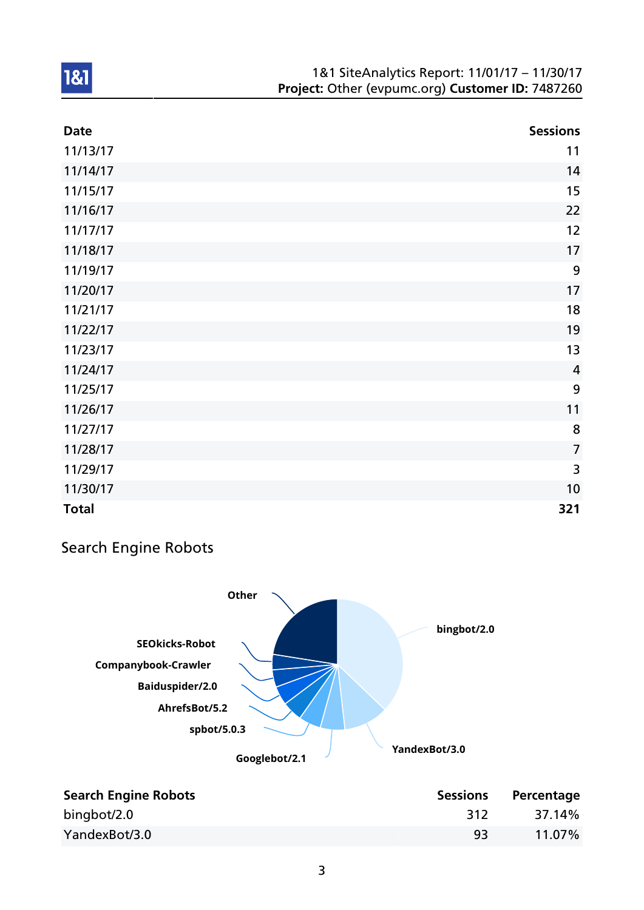| Date | Sessions |
|---|---|
| 11/13/17 | 11 |
| 11/14/17 | 14 |
| 11/15/17 | 15 |
| 11/16/17 | 22 |
| 11/17/17 | 12 |
| 11/18/17 | 17 |
| 11/19/17 | 9 |
| 11/20/17 | 17 |
| 11/21/17 | 18 |
| 11/22/17 | 19 |
| 11/23/17 | 13 |
| 11/24/17 | 4 |
| 11/25/17 | 9 |
| 11/26/17 | 11 |
| 11/27/17 | 8 |
| 11/28/17 | 7 |
| 11/29/17 | 3 |
| 11/30/17 | 10 |
| **Total** | **321** |

## Search Engine Robots

| Search Engine Robots | Sessions | Percentage |
|---|---|---|
| bingbot/2.0 | 312 | 37.14% |
| YandexBot/3.0 | 93 | 11.07% |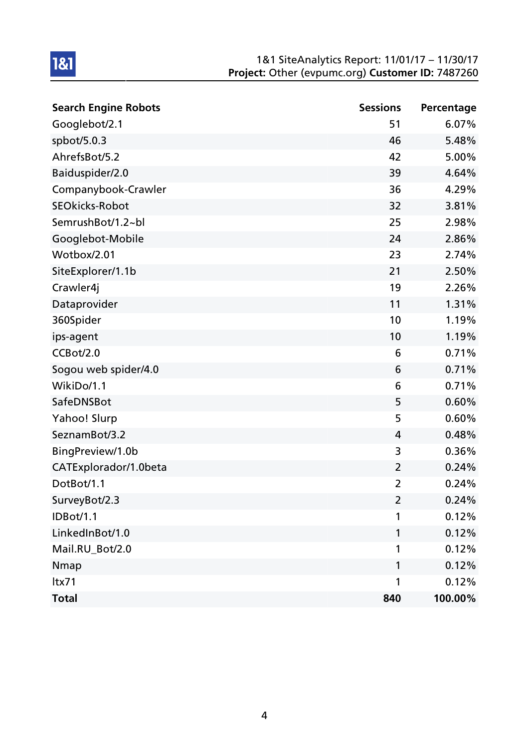| Search Engine Robots | Sessions | Percentage |
|---|---|---|
| Googlebot/2.1 | 51 | 6.07% |
| spbot/5.0.3 | 46 | 5.48% |
| AhrefsBot/5.2 | 42 | 5.00% |
| Baiduspider/2.0 | 39 | 4.64% |
| Companybook-Crawler | 36 | 4.29% |
| SEOkicks-Robot | 32 | 3.81% |
| SemrushBot/1.2~bl | 25 | 2.98% |
| Googlebot-Mobile | 24 | 2.86% |
| Wotbox/2.01 | 23 | 2.74% |
| SiteExplorer/1.1b | 21 | 2.50% |
| Crawler4j | 19 | 2.26% |
| Dataprovider | 11 | 1.31% |
| 360Spider | 10 | 1.19% |
| ips-agent | 10 | 1.19% |
| CCBot/2.0 | 6 | 0.71% |
| Sogou web spider/4.0 | 6 | 0.71% |
| WikiDo/1.1 | 6 | 0.71% |
| SafeDNSBot | 5 | 0.60% |
| Yahoo! Slurp | 5 | 0.60% |
| SeznamBot/3.2 | 4 | 0.48% |
| BingPreview/1.0b | 3 | 0.36% |
| CATExplorador/1.0beta | 2 | 0.24% |
| DotBot/1.1 | 2 | 0.24% |
| SurveyBot/2.3 | 2 | 0.24% |
| IDBot/1.1 | 1 | 0.12% |
| LinkedInBot/1.0 | 1 | 0.12% |
| Mail.RU_Bot/2.0 | 1 | 0.12% |
| Nmap | 1 | 0.12% |
| ltx71 | 1 | 0.12% |
| **Total** | **840** | **100.00%** |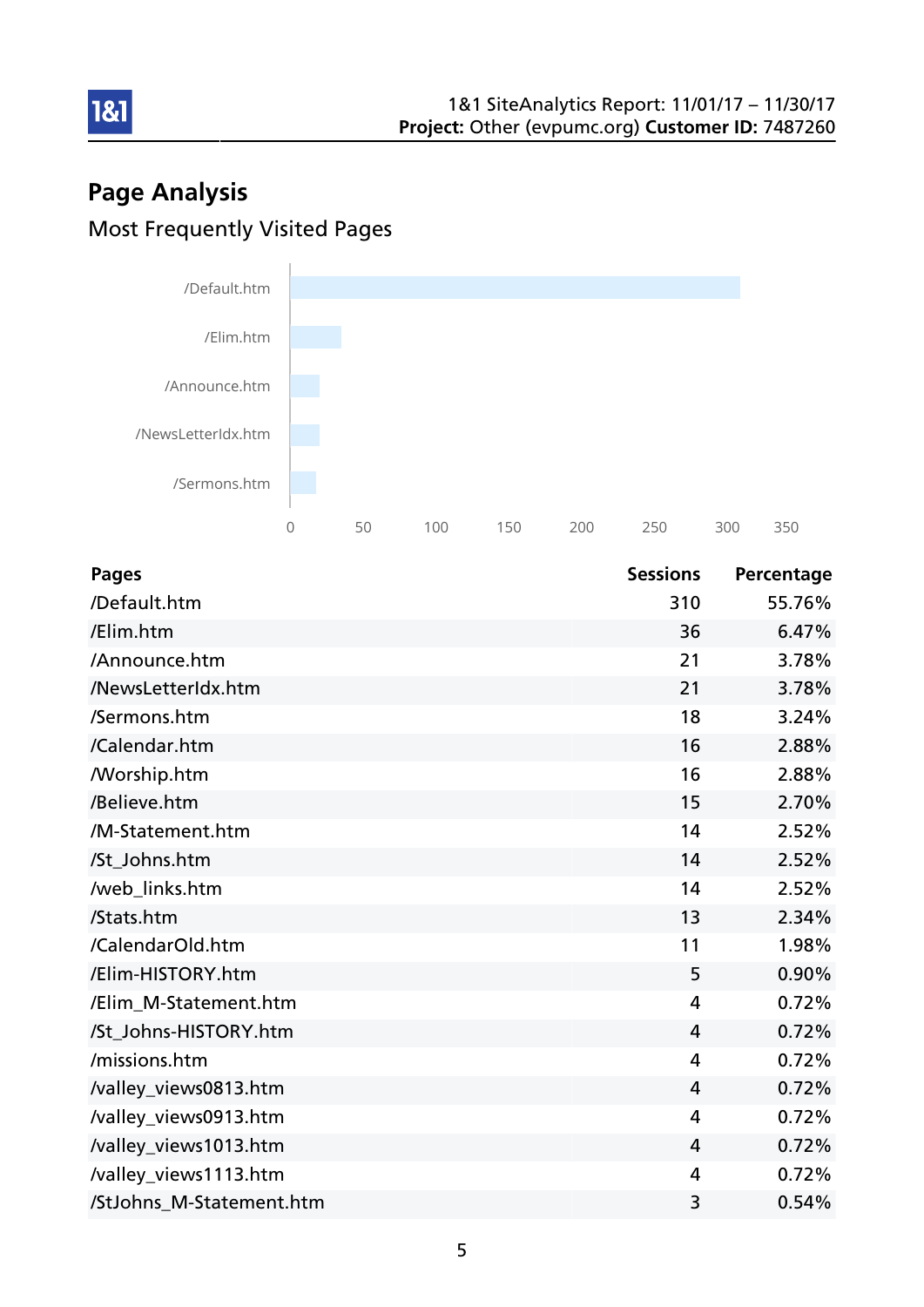# Page Analysis

## Most Frequently Visited Pages

| Pages | Sessions | Percentage |
|---|---|---|
| /Default.htm | 310 | 55.76% |
| /Elim.htm | 36 | 6.47% |
| /Announce.htm | 21 | 3.78% |
| /NewsLetterIdx.htm | 21 | 3.78% |
| /Sermons.htm | 18 | 3.24% |
| /Calendar.htm | 16 | 2.88% |
| /Worship.htm | 16 | 2.88% |
| /Believe.htm | 15 | 2.70% |
| /M-Statement.htm | 14 | 2.52% |
| /St_Johns.htm | 14 | 2.52% |
| /web_links.htm | 14 | 2.52% |
| /Stats.htm | 13 | 2.34% |
| /CalendarOld.htm | 11 | 1.98% |
| /Elim-HISTORY.htm | 5 | 0.90% |
| /Elim_M-Statement.htm | 4 | 0.72% |
| /St_Johns-HISTORY.htm | 4 | 0.72% |
| /missions.htm | 4 | 0.72% |
| /valley_views0813.htm | 4 | 0.72% |
| /valley_views0913.htm | 4 | 0.72% |
| /valley_views1013.htm | 4 | 0.72% |
| /valley_views1113.htm | 4 | 0.72% |
| /StJohns_M-Statement.htm | 3 | 0.54% |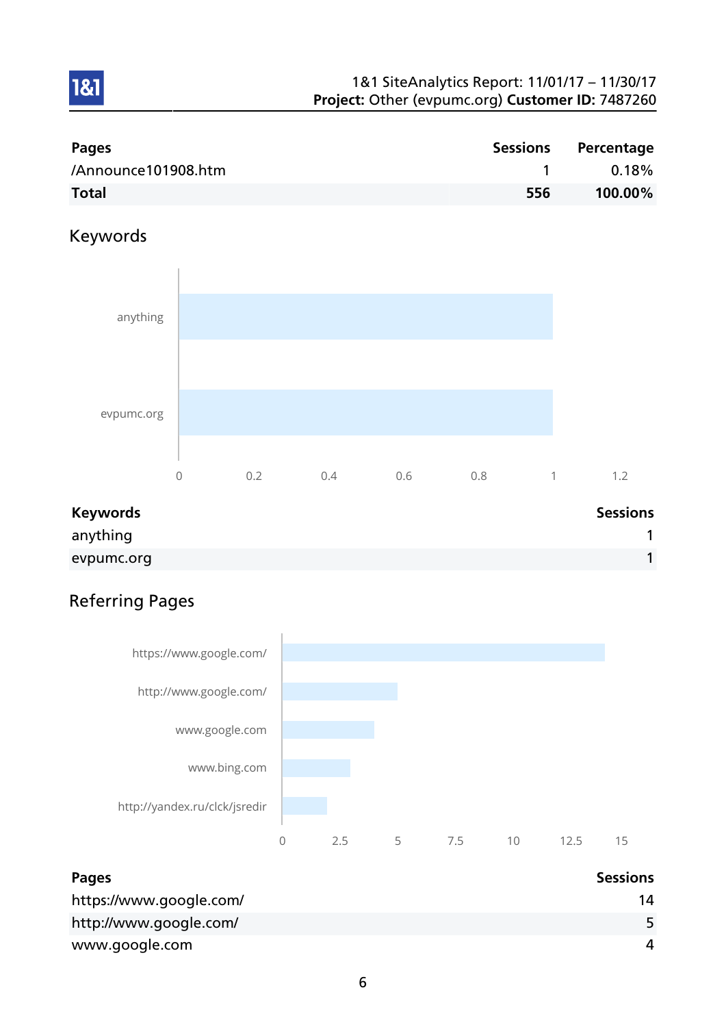| Pages | Sessions | Percentage |
|---|---|---|
| /Announce101908.htm | 1 | 0.18% |
| **Total** | **556** | **100.00%** |

## Keywords

| Keywords | Sessions |
|---|---|
| anything | 1 |
| evpumc.org | 1 |

## Referring Pages

| Pages | Sessions |
|---|---|
| https://www.google.com/ | 14 |
| http://www.google.com/ | 5 |
| www.google.com | 4 |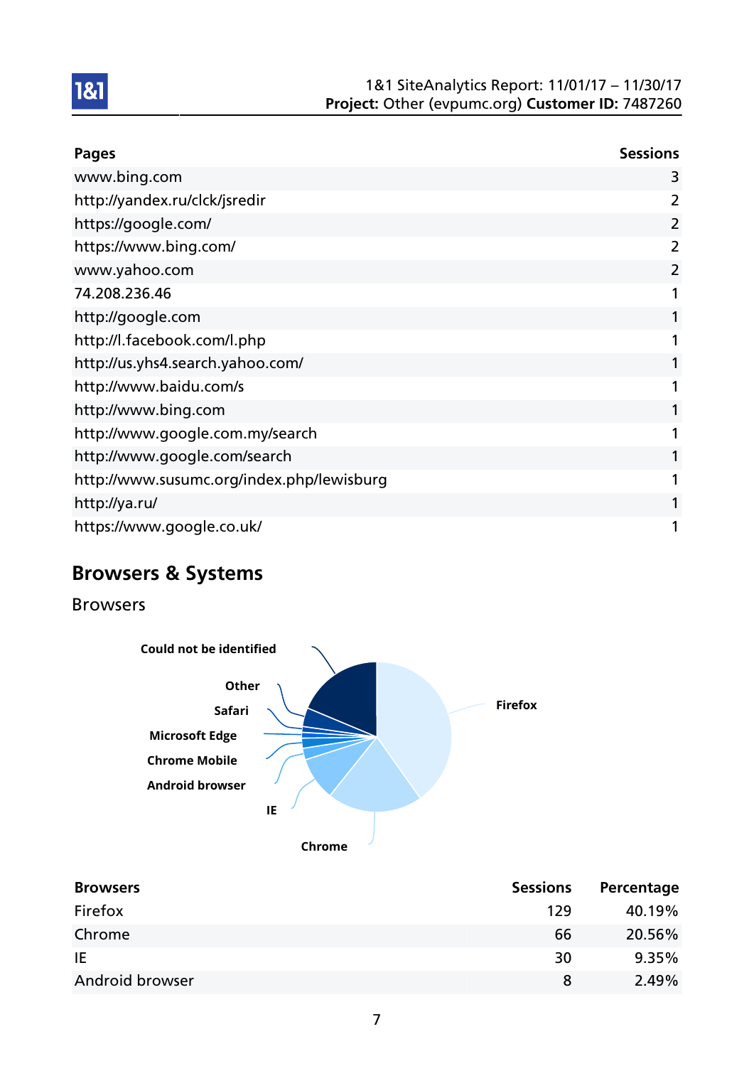| Pages | Sessions |
|---|---|
| www.bing.com | 3 |
| http://yandex.ru/clck/jsredir | 2 |
| https://google.com/ | 2 |
| https://www.bing.com/ | 2 |
| www.yahoo.com | 2 |
| 74.208.236.46 | 1 |
| http://google.com | 1 |
| http://l.facebook.com/l.php | 1 |
| http://us.yhs4.search.yahoo.com/ | 1 |
| http://www.baidu.com/s | 1 |
| http://www.bing.com | 1 |
| http://www.google.com.my/search | 1 |
| http://www.google.com/search | 1 |
| http://www.susumc.org/index.php/lewisburg | 1 |
| http://ya.ru/ | 1 |
| https://www.google.co.uk/ | 1 |

## Browsers & Systems

### Browsers

Could not be identified
Other
Safari
Microsoft Edge
Chrome Mobile
Android browser
IE
Chrome
Firefox

| Browsers | Sessions | Percentage |
|---|---|---|
| Firefox | 129 | 40.19% |
| Chrome | 66 | 20.56% |
| IE | 30 | 9.35% |
| Android browser | 8 | 2.49% |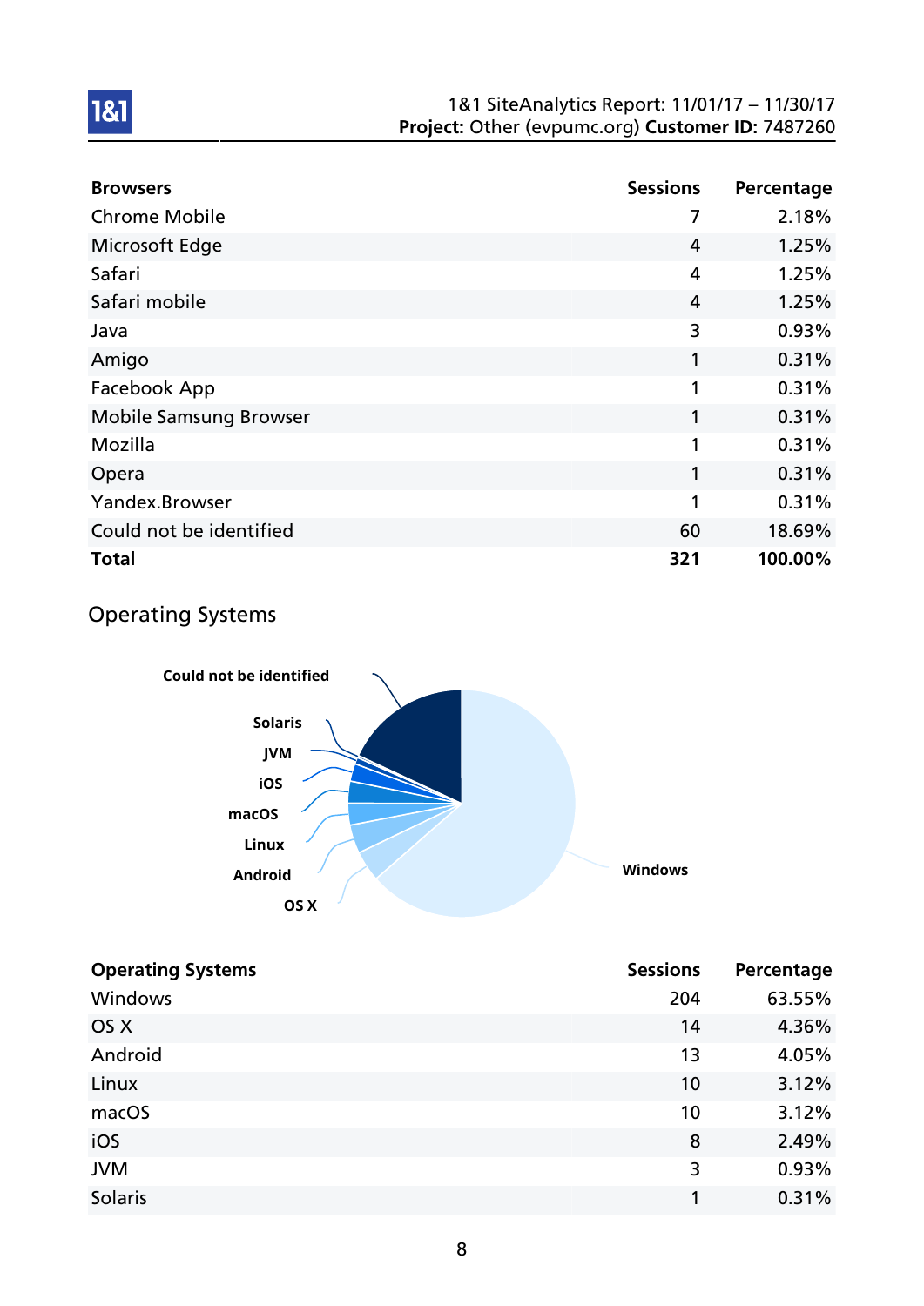| Browsers | Sessions | Percentage |
|---|---|---|
| Chrome Mobile | 7 | 2.18% |
| Microsoft Edge | 4 | 1.25% |
| Safari | 4 | 1.25% |
| Safari mobile | 4 | 1.25% |
| Java | 3 | 0.93% |
| Amigo | 1 | 0.31% |
| Facebook App | 1 | 0.31% |
| Mobile Samsung Browser | 1 | 0.31% |
| Mozilla | 1 | 0.31% |
| Opera | 1 | 0.31% |
| Yandex.Browser | 1 | 0.31% |
| Could not be identified | 60 | 18.69% |
| **Total** | **321** | **100.00%** |

## Operating Systems

| Operating Systems | Sessions | Percentage |
|---|---|---|
| Windows | 204 | 63.55% |
| OS X | 14 | 4.36% |
| Android | 13 | 4.05% |
| Linux | 10 | 3.12% |
| macOS | 10 | 3.12% |
| iOS | 8 | 2.49% |
| JVM | 3 | 0.93% |
| Solaris | 1 | 0.31% |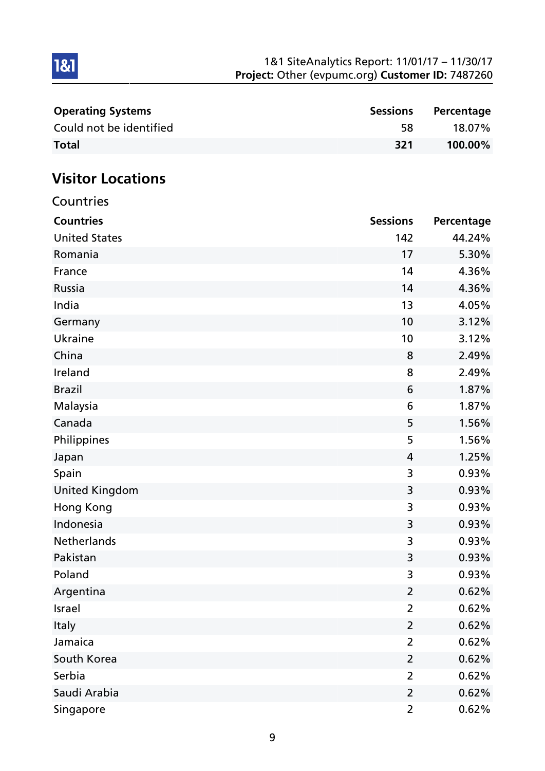| Operating Systems | Sessions | Percentage |
| --- | --- | --- |
| Could not be identified | 58 | 18.07% |
| **Total** | **321** | **100.00%** |

## Visitor Locations

### Countries

| Countries | Sessions | Percentage |
| --- | --- | --- |
| United States | 142 | 44.24% |
| Romania | 17 | 5.30% |
| France | 14 | 4.36% |
| Russia | 14 | 4.36% |
| India | 13 | 4.05% |
| Germany | 10 | 3.12% |
| Ukraine | 10 | 3.12% |
| China | 8 | 2.49% |
| Ireland | 8 | 2.49% |
| Brazil | 6 | 1.87% |
| Malaysia | 6 | 1.87% |
| Canada | 5 | 1.56% |
| Philippines | 5 | 1.56% |
| Japan | 4 | 1.25% |
| Spain | 3 | 0.93% |
| United Kingdom | 3 | 0.93% |
| Hong Kong | 3 | 0.93% |
| Indonesia | 3 | 0.93% |
| Netherlands | 3 | 0.93% |
| Pakistan | 3 | 0.93% |
| Poland | 3 | 0.93% |
| Argentina | 2 | 0.62% |
| Israel | 2 | 0.62% |
| Italy | 2 | 0.62% |
| Jamaica | 2 | 0.62% |
| South Korea | 2 | 0.62% |
| Serbia | 2 | 0.62% |
| Saudi Arabia | 2 | 0.62% |
| Singapore | 2 | 0.62% |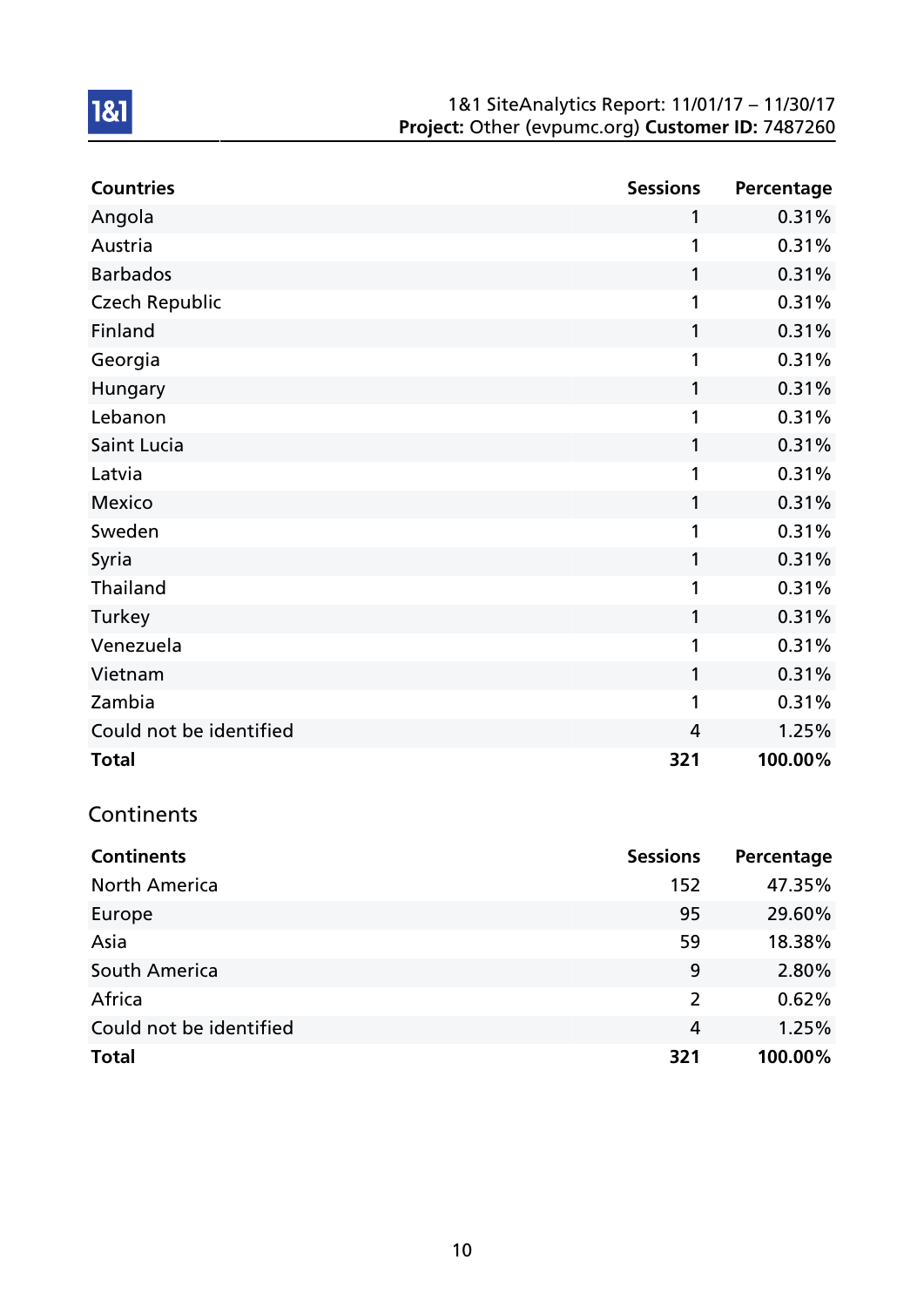| Countries | Sessions | Percentage |
|---|---|---|
| Angola | 1 | 0.31% |
| Austria | 1 | 0.31% |
| Barbados | 1 | 0.31% |
| Czech Republic | 1 | 0.31% |
| Finland | 1 | 0.31% |
| Georgia | 1 | 0.31% |
| Hungary | 1 | 0.31% |
| Lebanon | 1 | 0.31% |
| Saint Lucia | 1 | 0.31% |
| Latvia | 1 | 0.31% |
| Mexico | 1 | 0.31% |
| Sweden | 1 | 0.31% |
| Syria | 1 | 0.31% |
| Thailand | 1 | 0.31% |
| Turkey | 1 | 0.31% |
| Venezuela | 1 | 0.31% |
| Vietnam | 1 | 0.31% |
| Zambia | 1 | 0.31% |
| Could not be identified | 4 | 1.25% |
| **Total** | **321** | **100.00%** |

## Continents

| Continents | Sessions | Percentage |
|---|---|---|
| North America | 152 | 47.35% |
| Europe | 95 | 29.60% |
| Asia | 59 | 18.38% |
| South America | 9 | 2.80% |
| Africa | 2 | 0.62% |
| Could not be identified | 4 | 1.25% |
| **Total** | **321** | **100.00%** |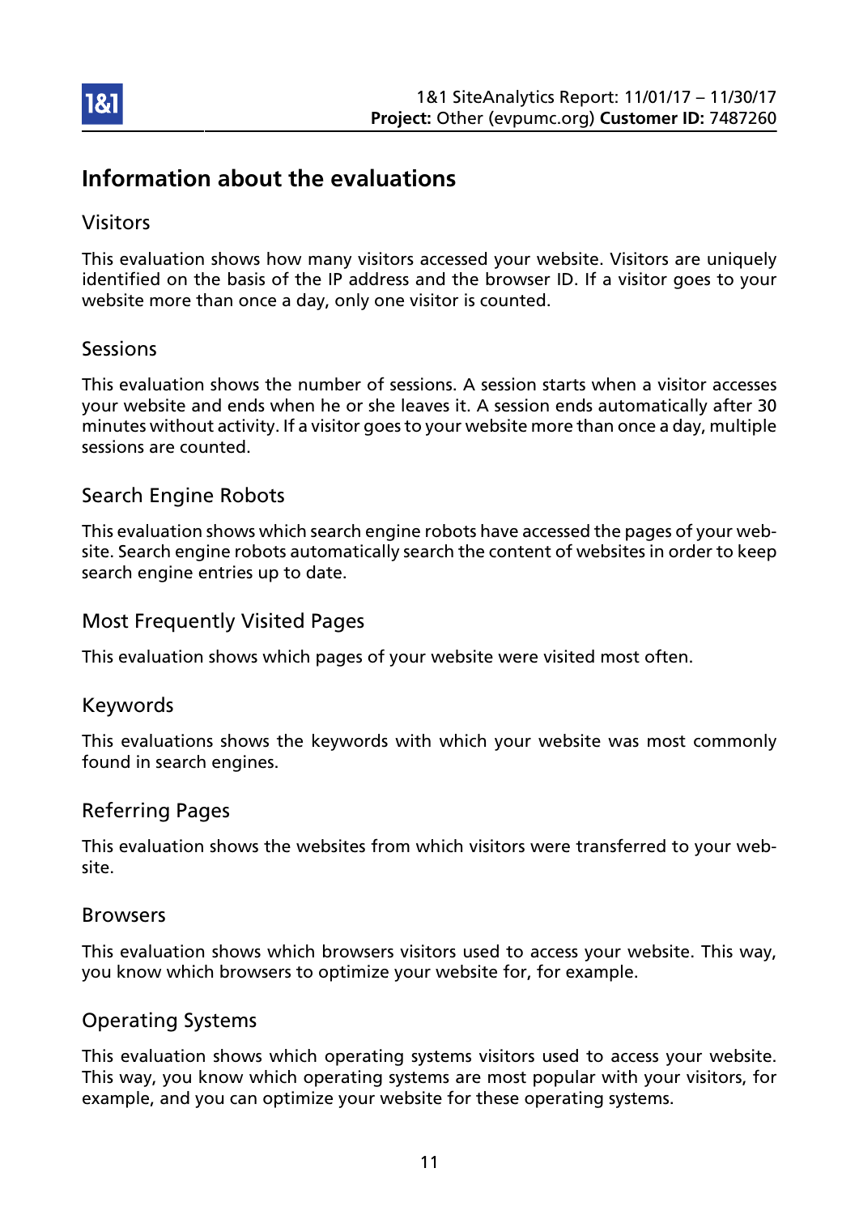# Information about the evaluations

## Visitors

This evaluation shows how many visitors accessed your website. Visitors are uniquely identified on the basis of the IP address and the browser ID. If a visitor goes to your website more than once a day, only one visitor is counted.

## Sessions

This evaluation shows the number of sessions. A session starts when a visitor accesses your website and ends when he or she leaves it. A session ends automatically after 30 minutes without activity. If a visitor goes to your website more than once a day, multiple sessions are counted.

## Search Engine Robots

This evaluation shows which search engine robots have accessed the pages of your website. Search engine robots automatically search the content of websites in order to keep search engine entries up to date.

## Most Frequently Visited Pages

This evaluation shows which pages of your website were visited most often.

## Keywords

This evaluations shows the keywords with which your website was most commonly found in search engines.

## Referring Pages

This evaluation shows the websites from which visitors were transferred to your website.

## Browsers

This evaluation shows which browsers visitors used to access your website. This way, you know which browsers to optimize your website for, for example.

## Operating Systems

This evaluation shows which operating systems visitors used to access your website. This way, you know which operating systems are most popular with your visitors, for example, and you can optimize your website for these operating systems.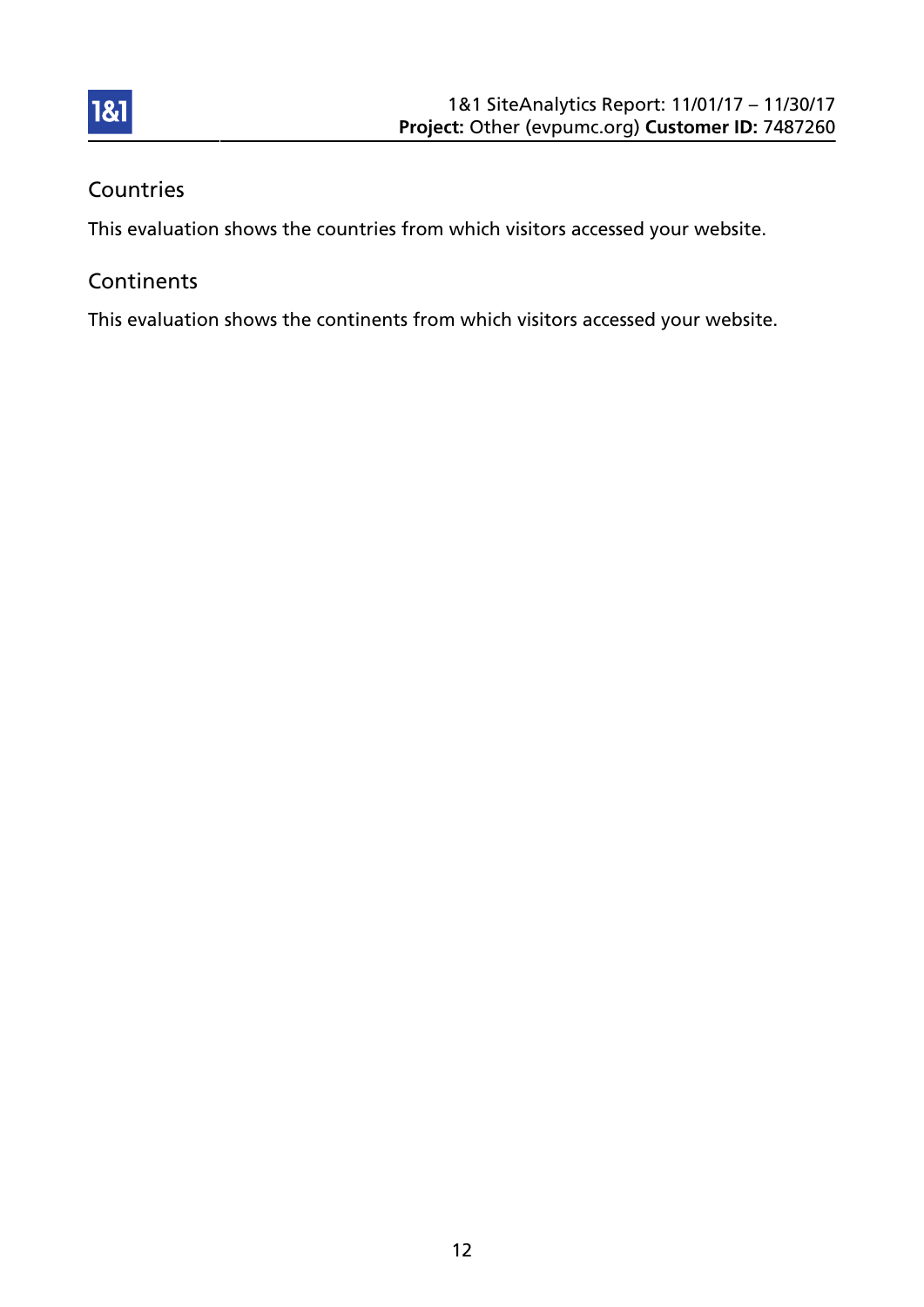## Countries

This evaluation shows the countries from which visitors accessed your website.

## Continents

This evaluation shows the continents from which visitors accessed your website.